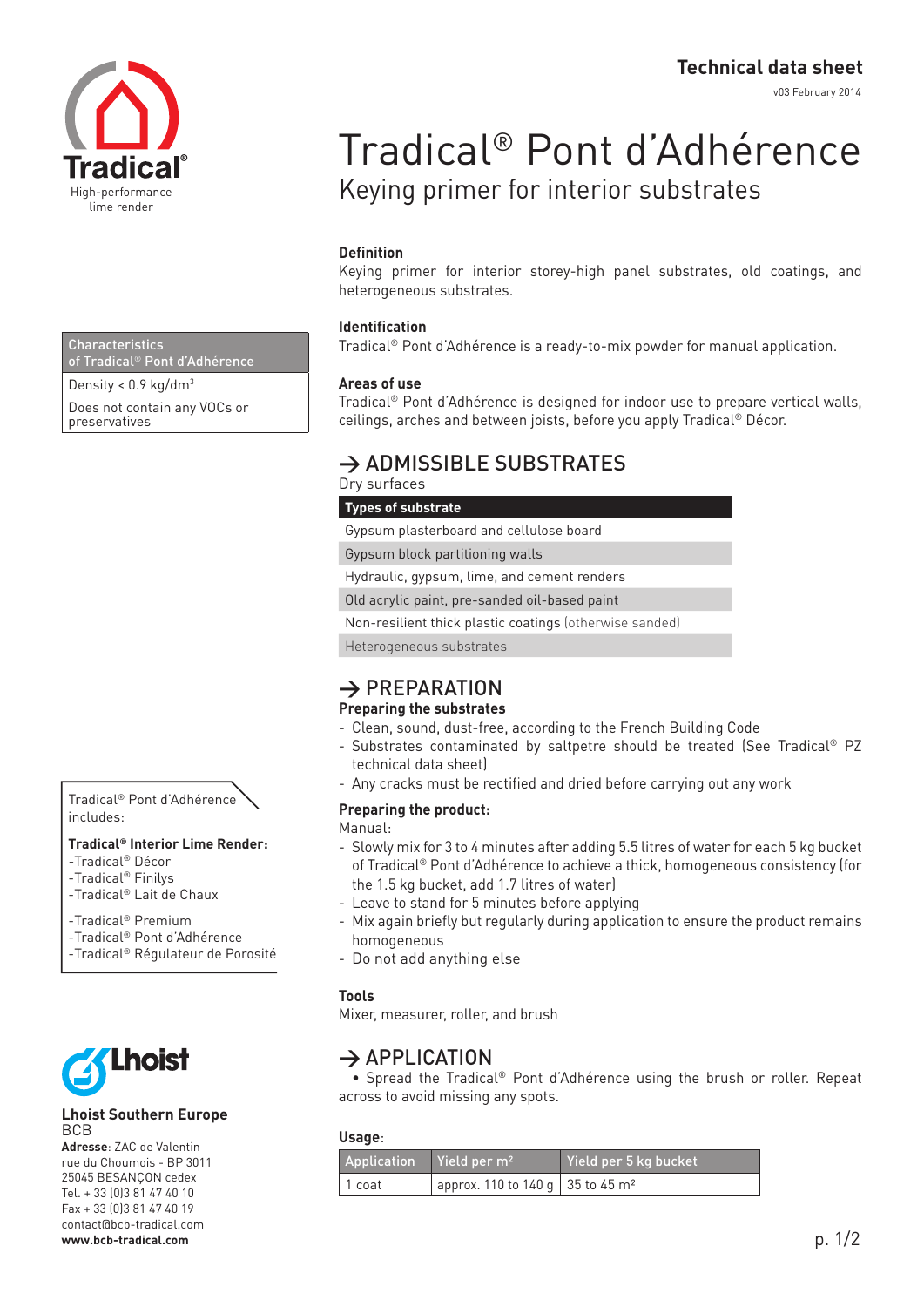Tradical®

High-performance lime render

# Technical data sheet

v03 February 2014

# Tradical® Pont d'Adhérence

## Keying primer for interior substrates

| Characteristics of Tradical® Pont d'Adhérence |
|---|
| Density < 0.9 kg/dm$^3$ |
| Does not contain any VOCs or preservatives |

**Definition**

Keying primer for interior storey-high panel substrates, old coatings, and heterogeneous substrates.

**Identification**

Tradical® Pont d'Adhérence is a ready-to-mix powder for manual application.

**Areas of use**

Tradical® Pont d'Adhérence is designed for indoor use to prepare vertical walls, ceilings, arches and between joists, before you apply Tradical® Décor.

## → ADMISSIBLE SUBSTRATES

Dry surfaces

| Types of substrate |
|---|
| Gypsum plasterboard and cellulose board |
| Gypsum block partitioning walls |
| Hydraulic, gypsum, lime, and cement renders |
| Old acrylic paint, pre-sanded oil-based paint |
| Non-resilient thick plastic coatings (otherwise sanded) |
| Heterogeneous substrates |

## → PREPARATION

**Preparing the substrates**

- Clean, sound, dust-free, according to the French Building Code
- Substrates contaminated by saltpetre should be treated (See Tradical® PZ technical data sheet)
- Any cracks must be rectified and dried before carrying out any work

**Preparing the product:**

Manual:

- Slowly mix for 3 to 4 minutes after adding 5.5 litres of water for each 5 kg bucket of Tradical® Pont d'Adhérence to achieve a thick, homogeneous consistency (for the 1.5 kg bucket, add 1.7 litres of water)
- Leave to stand for 5 minutes before applying
- Mix again briefly but regularly during application to ensure the product remains homogeneous
- Do not add anything else

**Tools**

Mixer, measurer, roller, and brush

## → APPLICATION

• Spread the Tradical® Pont d'Adhérence using the brush or roller. Repeat across to avoid missing any spots.

**Usage**:

| Application | Yield per m² | Yield per 5 kg bucket |
|---|---|---|
| 1 coat | approx. 110 to 140 g | 35 to 45 m² |

Tradical® Pont d'Adhérence includes:

**Tradical® Interior Lime Render:**
-Tradical® Décor
-Tradical® Finilys
-Tradical® Lait de Chaux

-Tradical® Premium
-Tradical® Pont d'Adhérence
-Tradical® Régulateur de Porosité

Lhoist

**Lhoist Southern Europe**
BCB
**Adresse**: ZAC de Valentin
rue du Choumois - BP 3011
25045 BESANÇON cedex
Tel. + 33 (0)3 81 47 40 10
Fax + 33 (0)3 81 47 40 19
contact@bcb-tradical.com
**www.bcb-tradical.com**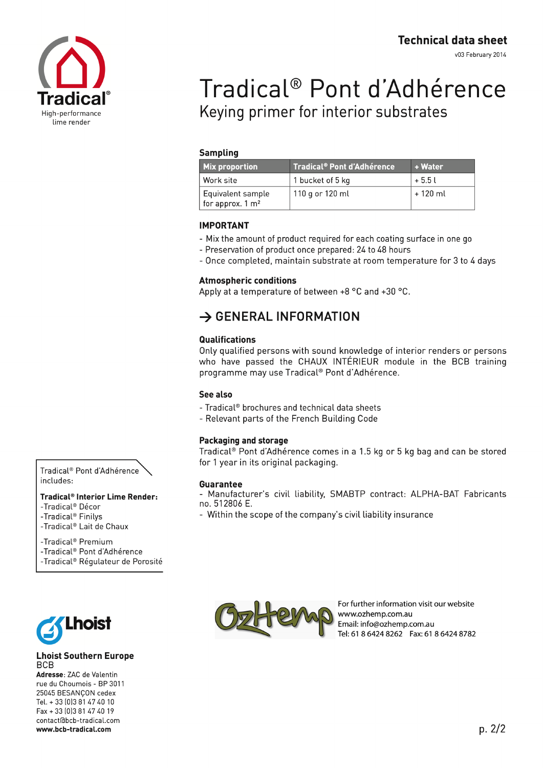Tradical®

High-performance lime render

**Technical data sheet**

v03 February 2014

# Tradical® Pont d'Adhérence

## Keying primer for interior substrates

### Sampling

| Mix proportion | Tradical® Pont d'Adhérence | + Water |
|---|---|---|
| Work site | 1 bucket of 5 kg | + 5.5 l |
| Equivalent sample for approx. 1 m² | 110 g or 120 ml | + 120 ml |

### IMPORTANT

- Mix the amount of product required for each coating surface in one go
- Preservation of product once prepared: 24 to 48 hours
- Once completed, maintain substrate at room temperature for 3 to 4 days

### Atmospheric conditions

Apply at a temperature of between +8 °C and +30 °C.

## → GENERAL INFORMATION

### Qualifications

Only qualified persons with sound knowledge of interior renders or persons who have passed the CHAUX INTÉRIEUR module in the BCB training programme may use Tradical® Pont d'Adhérence.

### See also

- Tradical® brochures and technical data sheets
- Relevant parts of the French Building Code

### Packaging and storage

Tradical® Pont d'Adhérence comes in a 1.5 kg or 5 kg bag and can be stored for 1 year in its original packaging.

### Guarantee

- Manufacturer's civil liability, SMABTP contract: ALPHA-BAT Fabricants no. 512806 E.
- Within the scope of the company's civil liability insurance

Tradical® Pont d'Adhérence includes:

**Tradical® Interior Lime Render:**
-Tradical® Décor
-Tradical® Finilys
-Tradical® Lait de Chaux

-Tradical® Premium
-Tradical® Pont d'Adhérence
-Tradical® Régulateur de Porosité

Lhoist

**Lhoist Southern Europe**
BCB
**Adresse**: ZAC de Valentin
rue du Choumois - BP 3011
25045 BESANÇON cedex
Tel. + 33 (0)3 81 47 40 10
Fax + 33 (0)3 81 47 40 19
contact@bcb-tradical.com
**www.bcb-tradical.com**

OzHemp

For further information visit our website
www.ozhemp.com.au
Email: info@ozhemp.com.au
Tel: 61 8 6424 8262 Fax: 61 8 6424 8782